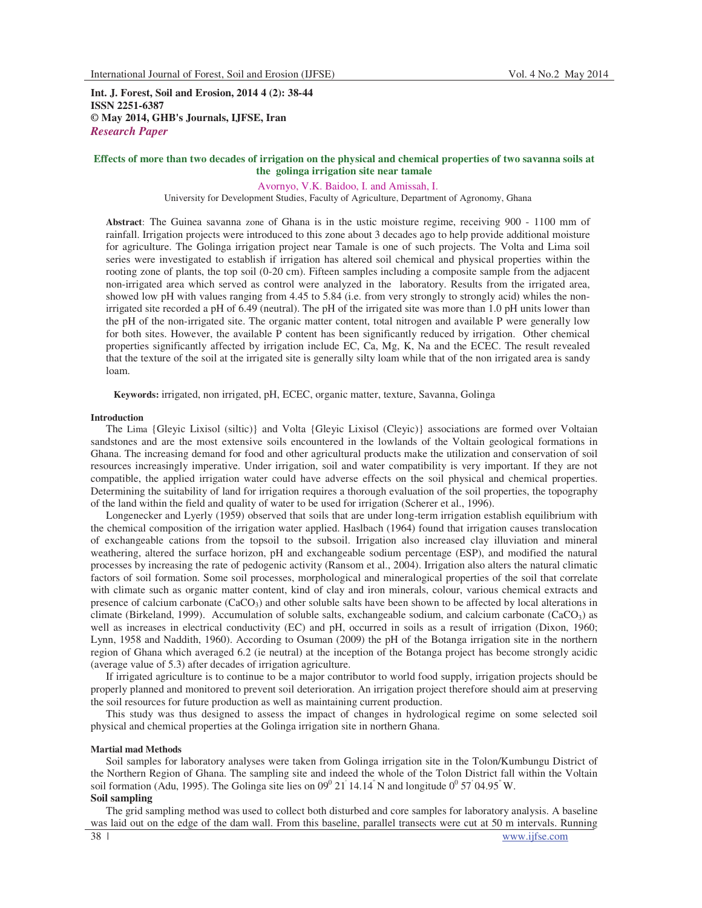**Int. J. Forest, Soil and Erosion, 2014 4 (2): 38-44**
**ISSN 2251-6387**
**© May 2014, GHB's Journals, IJFSE, Iran**
***Research Paper***

# Effects of more than two decades of irrigation on the physical and chemical properties of two savanna soils at the golinga irrigation site near tamale

Avornyo, V.K. Baidoo, I. and Amissah, I.

University for Development Studies, Faculty of Agriculture, Department of Agronomy, Ghana

**Abstract**: The Guinea savanna zone of Ghana is in the ustic moisture regime, receiving 900 - 1100 mm of rainfall. Irrigation projects were introduced to this zone about 3 decades ago to help provide additional moisture for agriculture. The Golinga irrigation project near Tamale is one of such projects. The Volta and Lima soil series were investigated to establish if irrigation has altered soil chemical and physical properties within the rooting zone of plants, the top soil (0-20 cm). Fifteen samples including a composite sample from the adjacent non-irrigated area which served as control were analyzed in the laboratory. Results from the irrigated area, showed low pH with values ranging from 4.45 to 5.84 (i.e. from very strongly to strongly acid) whiles the non-irrigated site recorded a pH of 6.49 (neutral). The pH of the irrigated site was more than 1.0 pH units lower than the pH of the non-irrigated site. The organic matter content, total nitrogen and available P were generally low for both sites. However, the available P content has been significantly reduced by irrigation. Other chemical properties significantly affected by irrigation include EC, Ca, Mg, K, Na and the ECEC. The result revealed that the texture of the soil at the irrigated site is generally silty loam while that of the non irrigated area is sandy loam.

**Keywords:** irrigated, non irrigated, pH, ECEC, organic matter, texture, Savanna, Golinga

## Introduction

The Lima {Gleyic Lixisol (siltic)} and Volta {Gleyic Lixisol (Cleyic)} associations are formed over Voltaian sandstones and are the most extensive soils encountered in the lowlands of the Voltain geological formations in Ghana. The increasing demand for food and other agricultural products make the utilization and conservation of soil resources increasingly imperative. Under irrigation, soil and water compatibility is very important. If they are not compatible, the applied irrigation water could have adverse effects on the soil physical and chemical properties. Determining the suitability of land for irrigation requires a thorough evaluation of the soil properties, the topography of the land within the field and quality of water to be used for irrigation (Scherer et al., 1996).

Longenecker and Lyerly (1959) observed that soils that are under long-term irrigation establish equilibrium with the chemical composition of the irrigation water applied. Haslbach (1964) found that irrigation causes translocation of exchangeable cations from the topsoil to the subsoil. Irrigation also increased clay illuviation and mineral weathering, altered the surface horizon, pH and exchangeable sodium percentage (ESP), and modified the natural processes by increasing the rate of pedogenic activity (Ransom et al., 2004). Irrigation also alters the natural climatic factors of soil formation. Some soil processes, morphological and mineralogical properties of the soil that correlate with climate such as organic matter content, kind of clay and iron minerals, colour, various chemical extracts and presence of calcium carbonate ($CaCO_3$) and other soluble salts have been shown to be affected by local alterations in climate (Birkeland, 1999). Accumulation of soluble salts, exchangeable sodium, and calcium carbonate ($CaCO_3$) as well as increases in electrical conductivity (EC) and pH, occurred in soils as a result of irrigation (Dixon, 1960; Lynn, 1958 and Naddith, 1960). According to Osuman (2009) the pH of the Botanga irrigation site in the northern region of Ghana which averaged 6.2 (ie neutral) at the inception of the Botanga project has become strongly acidic (average value of 5.3) after decades of irrigation agriculture.

If irrigated agriculture is to continue to be a major contributor to world food supply, irrigation projects should be properly planned and monitored to prevent soil deterioration. An irrigation project therefore should aim at preserving the soil resources for future production as well as maintaining current production.

This study was thus designed to assess the impact of changes in hydrological regime on some selected soil physical and chemical properties at the Golinga irrigation site in northern Ghana.

## Martial mad Methods

Soil samples for laboratory analyses were taken from Golinga irrigation site in the Tolon/Kumbungu District of the Northern Region of Ghana. The sampling site and indeed the whole of the Tolon District fall within the Voltain soil formation (Adu, 1995). The Golinga site lies on $09^0\ 21^{'}\ 14.14^{"}$ N and longitude $0^0\ 57^{'}\ 04.95^{"}$ W.

### Soil sampling

The grid sampling method was used to collect both disturbed and core samples for laboratory analysis. A baseline was laid out on the edge of the dam wall. From this baseline, parallel transects were cut at 50 m intervals. Running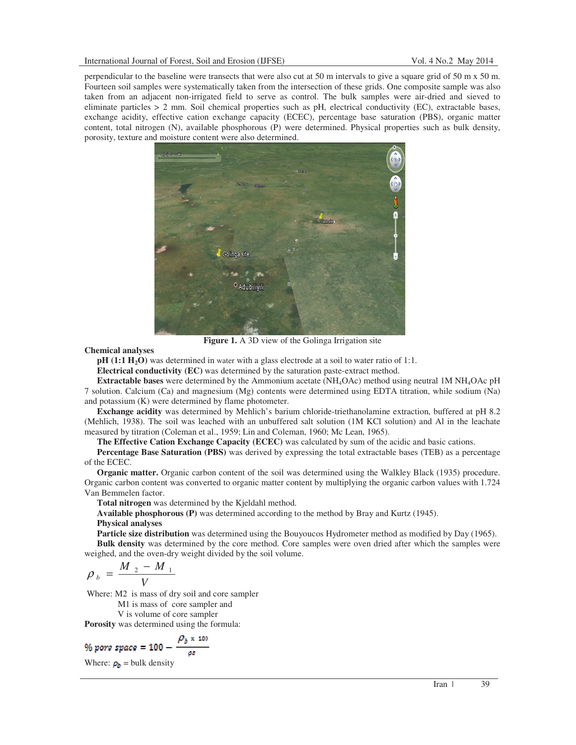perpendicular to the baseline were transects that were also cut at 50 m intervals to give a square grid of 50 m x 50 m. Fourteen soil samples were systematically taken from the intersection of these grids. One composite sample was also taken from an adjacent non-irrigated field to serve as control. The bulk samples were air-dried and sieved to eliminate particles > 2 mm. Soil chemical properties such as pH, electrical conductivity (EC), extractable bases, exchange acidity, effective cation exchange capacity (ECEC), percentage base saturation (PBS), organic matter content, total nitrogen (N), available phosphorous (P) were determined. Physical properties such as bulk density, porosity, texture and moisture content were also determined.

**Figure 1.** A 3D view of the Golinga Irrigation site

**Chemical analyses**

**pH (1:1 $H_2O$)** was determined in water with a glass electrode at a soil to water ratio of 1:1.

**Electrical conductivity (EC)** was determined by the saturation paste-extract method.

**Extractable bases** were determined by the Ammonium acetate ($NH_4OAc$) method using neutral 1M $NH_4OAc$ pH 7 solution. Calcium (Ca) and magnesium (Mg) contents were determined using EDTA titration, while sodium (Na) and potassium (K) were determined by flame photometer.

**Exchange acidity** was determined by Mehlich's barium chloride-triethanolamine extraction, buffered at pH 8.2 (Mehlich, 1938). The soil was leached with an unbuffered salt solution (1M KCl solution) and Al in the leachate measured by titration (Coleman et al., 1959; Lin and Coleman, 1960; Mc Lean, 1965).

**The Effective Cation Exchange Capacity (ECEC)** was calculated by sum of the acidic and basic cations.

**Percentage Base Saturation (PBS)** was derived by expressing the total extractable bases (TEB) as a percentage of the ECEC.

**Organic matter.** Organic carbon content of the soil was determined using the Walkley Black (1935) procedure. Organic carbon content was converted to organic matter content by multiplying the organic carbon values with 1.724 Van Bemmelen factor.

**Total nitrogen** was determined by the Kjeldahl method.

**Available phosphorous (P)** was determined according to the method by Bray and Kurtz (1945).

**Physical analyses**

**Particle size distribution** was determined using the Bouyoucos Hydrometer method as modified by Day (1965).

**Bulk density** was determined by the core method. Core samples were oven dried after which the samples were weighed, and the oven-dry weight divided by the soil volume.

$$\rho_b = \frac{M_2 - M_1}{V}$$

Where: M2 is mass of dry soil and core sampler

M1 is mass of core sampler and

V is volume of core sampler

**Porosity** was determined using the formula:

$$\%\ pore\ space = 100 - \frac{\rho_b \times 100}{\rho s}$$

Where: $\rho_b$ = bulk density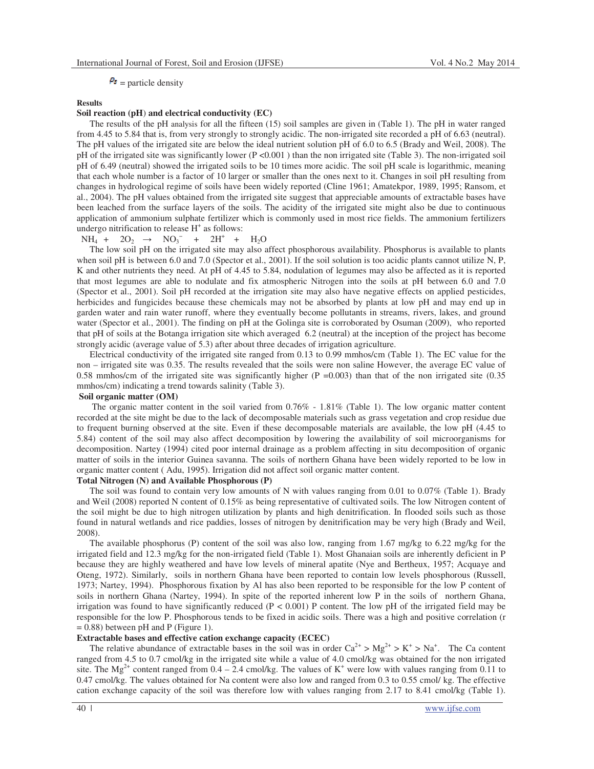$\rho_s$ = particle density

## Results

### Soil reaction (pH) and electrical conductivity (EC)

The results of the pH analysis for all the fifteen (15) soil samples are given in (Table 1). The pH in water ranged from 4.45 to 5.84 that is, from very strongly to strongly acidic. The non-irrigated site recorded a pH of 6.63 (neutral). The pH values of the irrigated site are below the ideal nutrient solution pH of 6.0 to 6.5 (Brady and Weil, 2008). The pH of the irrigated site was significantly lower ($P < 0.001$) than the non irrigated site (Table 3). The non-irrigated soil pH of 6.49 (neutral) showed the irrigated soils to be 10 times more acidic. The soil pH scale is logarithmic, meaning that each whole number is a factor of 10 larger or smaller than the ones next to it. Changes in soil pH resulting from changes in hydrological regime of soils have been widely reported (Cline 1961; Amatekpor, 1989, 1995; Ransom, et al., 2004). The pH values obtained from the irrigated site suggest that appreciable amounts of extractable bases have been leached from the surface layers of the soils. The acidity of the irrigated site might also be due to continuous application of ammonium sulphate fertilizer which is commonly used in most rice fields. The ammonium fertilizers undergo nitrification to release $H^+$ as follows:

$$NH_4 + 2O_2 \rightarrow NO_3^- + 2H^+ + H_2O$$

The low soil pH on the irrigated site may also affect phosphorous availability. Phosphorus is available to plants when soil pH is between 6.0 and 7.0 (Spector et al., 2001). If the soil solution is too acidic plants cannot utilize N, P, K and other nutrients they need. At pH of 4.45 to 5.84, nodulation of legumes may also be affected as it is reported that most legumes are able to nodulate and fix atmospheric Nitrogen into the soils at pH between 6.0 and 7.0 (Spector et al., 2001). Soil pH recorded at the irrigation site may also have negative effects on applied pesticides, herbicides and fungicides because these chemicals may not be absorbed by plants at low pH and may end up in garden water and rain water runoff, where they eventually become pollutants in streams, rivers, lakes, and ground water (Spector et al., 2001). The finding on pH at the Golinga site is corroborated by Osuman (2009), who reported that pH of soils at the Botanga irrigation site which averaged 6.2 (neutral) at the inception of the project has become strongly acidic (average value of 5.3) after about three decades of irrigation agriculture.

Electrical conductivity of the irrigated site ranged from 0.13 to 0.99 mmhos/cm (Table 1). The EC value for the non – irrigated site was 0.35. The results revealed that the soils were non saline However, the average EC value of 0.58 mmhos/cm of the irrigated site was significantly higher ($P = 0.003$) than that of the non irrigated site (0.35 mmhos/cm) indicating a trend towards salinity (Table 3).

### Soil organic matter (OM)

The organic matter content in the soil varied from 0.76% - 1.81% (Table 1). The low organic matter content recorded at the site might be due to the lack of decomposable materials such as grass vegetation and crop residue due to frequent burning observed at the site. Even if these decomposable materials are available, the low pH (4.45 to 5.84) content of the soil may also affect decomposition by lowering the availability of soil microorganisms for decomposition. Nartey (1994) cited poor internal drainage as a problem affecting in situ decomposition of organic matter of soils in the interior Guinea savanna. The soils of northern Ghana have been widely reported to be low in organic matter content ( Adu, 1995). Irrigation did not affect soil organic matter content.

### Total Nitrogen (N) and Available Phosphorous (P)

The soil was found to contain very low amounts of N with values ranging from 0.01 to 0.07% (Table 1). Brady and Weil (2008) reported N content of 0.15% as being representative of cultivated soils. The low Nitrogen content of the soil might be due to high nitrogen utilization by plants and high denitrification. In flooded soils such as those found in natural wetlands and rice paddies, losses of nitrogen by denitrification may be very high (Brady and Weil, 2008).

The available phosphorus (P) content of the soil was also low, ranging from 1.67 mg/kg to 6.22 mg/kg for the irrigated field and 12.3 mg/kg for the non-irrigated field (Table 1). Most Ghanaian soils are inherently deficient in P because they are highly weathered and have low levels of mineral apatite (Nye and Bertheux, 1957; Acquaye and Oteng, 1972). Similarly, soils in northern Ghana have been reported to contain low levels phosphorous (Russell, 1973; Nartey, 1994). Phosphorous fixation by Al has also been reported to be responsible for the low P content of soils in northern Ghana (Nartey, 1994). In spite of the reported inherent low P in the soils of northern Ghana, irrigation was found to have significantly reduced ($P < 0.001$) P content. The low pH of the irrigated field may be responsible for the low P. Phosphorous tends to be fixed in acidic soils. There was a high and positive correlation ($r = 0.88$) between pH and P (Figure 1).

### Extractable bases and effective cation exchange capacity (ECEC)

The relative abundance of extractable bases in the soil was in order $Ca^{2+} > Mg^{2+} > K^+ > Na^+$. The Ca content ranged from 4.5 to 0.7 cmol/kg in the irrigated site while a value of 4.0 cmol/kg was obtained for the non irrigated site. The $Mg^{2+}$ content ranged from 0.4 – 2.4 cmol/kg. The values of $K^+$ were low with values ranging from 0.11 to 0.47 cmol/kg. The values obtained for Na content were also low and ranged from 0.3 to 0.55 cmol/ kg. The effective cation exchange capacity of the soil was therefore low with values ranging from 2.17 to 8.41 cmol/kg (Table 1).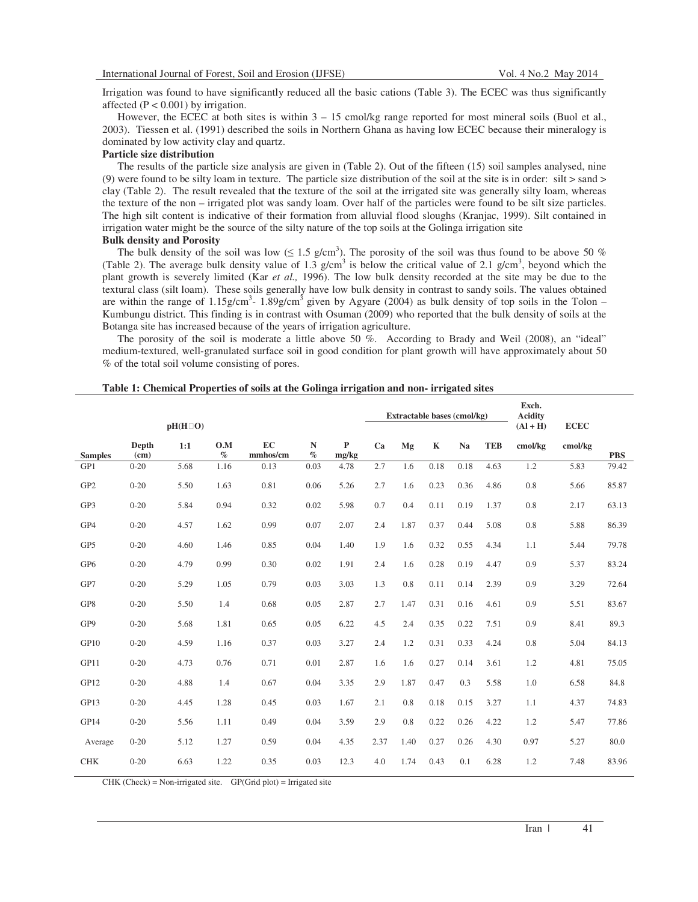Irrigation was found to have significantly reduced all the basic cations (Table 3). The ECEC was thus significantly affected ($P < 0.001$) by irrigation.

However, the ECEC at both sites is within 3 – 15 cmol/kg range reported for most mineral soils (Buol et al., 2003). Tiessen et al. (1991) described the soils in Northern Ghana as having low ECEC because their mineralogy is dominated by low activity clay and quartz.

**Particle size distribution**

The results of the particle size analysis are given in (Table 2). Out of the fifteen (15) soil samples analysed, nine (9) were found to be silty loam in texture. The particle size distribution of the soil at the site is in order: silt > sand > clay (Table 2). The result revealed that the texture of the soil at the irrigated site was generally silty loam, whereas the texture of the non – irrigated plot was sandy loam. Over half of the particles were found to be silt size particles. The high silt content is indicative of their formation from alluvial flood sloughs (Kranjac, 1999). Silt contained in irrigation water might be the source of the silty nature of the top soils at the Golinga irrigation site

**Bulk density and Porosity**

The bulk density of the soil was low ($\leq 1.5$ g/cm$^3$). The porosity of the soil was thus found to be above 50 % (Table 2). The average bulk density value of 1.3 g/cm$^3$ is below the critical value of 2.1 g/cm$^3$, beyond which the plant growth is severely limited (Kar *et al.,* 1996). The low bulk density recorded at the site may be due to the textural class (silt loam). These soils generally have low bulk density in contrast to sandy soils. The values obtained are within the range of 1.15g/cm$^3$- 1.89g/cm$^3$ given by Agyare (2004) as bulk density of top soils in the Tolon – Kumbungu district. This finding is in contrast with Osuman (2009) who reported that the bulk density of soils at the Botanga site has increased because of the years of irrigation agriculture.

The porosity of the soil is moderate a little above 50 %. According to Brady and Weil (2008), an "ideal" medium-textured, well-granulated surface soil in good condition for plant growth will have approximately about 50 % of the total soil volume consisting of pores.

**Table 1: Chemical Properties of soils at the Golinga irrigation and non- irrigated sites**

| | | pH($H_2O$) | | | | | Extractable bases (cmol/kg) | | | | | Exch. Acidity (Al + H) | ECEC | |
|---|---|---|---|---|---|---|---|---|---|---|---|---|---|---|
| **Samples** | **Depth (cm)** | **1:1** | **O.M %** | **EC mmhos/cm** | **N %** | **P mg/kg** | **Ca** | **Mg** | **K** | **Na** | **TEB** | **cmol/kg** | **cmol/kg** | **PBS** |
| GP1 | 0-20 | 5.68 | 1.16 | 0.13 | 0.03 | 4.78 | 2.7 | 1.6 | 0.18 | 0.18 | 4.63 | 1.2 | 5.83 | 79.42 |
| GP2 | 0-20 | 5.50 | 1.63 | 0.81 | 0.06 | 5.26 | 2.7 | 1.6 | 0.23 | 0.36 | 4.86 | 0.8 | 5.66 | 85.87 |
| GP3 | 0-20 | 5.84 | 0.94 | 0.32 | 0.02 | 5.98 | 0.7 | 0.4 | 0.11 | 0.19 | 1.37 | 0.8 | 2.17 | 63.13 |
| GP4 | 0-20 | 4.57 | 1.62 | 0.99 | 0.07 | 2.07 | 2.4 | 1.87 | 0.37 | 0.44 | 5.08 | 0.8 | 5.88 | 86.39 |
| GP5 | 0-20 | 4.60 | 1.46 | 0.85 | 0.04 | 1.40 | 1.9 | 1.6 | 0.32 | 0.55 | 4.34 | 1.1 | 5.44 | 79.78 |
| GP6 | 0-20 | 4.79 | 0.99 | 0.30 | 0.02 | 1.91 | 2.4 | 1.6 | 0.28 | 0.19 | 4.47 | 0.9 | 5.37 | 83.24 |
| GP7 | 0-20 | 5.29 | 1.05 | 0.79 | 0.03 | 3.03 | 1.3 | 0.8 | 0.11 | 0.14 | 2.39 | 0.9 | 3.29 | 72.64 |
| GP8 | 0-20 | 5.50 | 1.4 | 0.68 | 0.05 | 2.87 | 2.7 | 1.47 | 0.31 | 0.16 | 4.61 | 0.9 | 5.51 | 83.67 |
| GP9 | 0-20 | 5.68 | 1.81 | 0.65 | 0.05 | 6.22 | 4.5 | 2.4 | 0.35 | 0.22 | 7.51 | 0.9 | 8.41 | 89.3 |
| GP10 | 0-20 | 4.59 | 1.16 | 0.37 | 0.03 | 3.27 | 2.4 | 1.2 | 0.31 | 0.33 | 4.24 | 0.8 | 5.04 | 84.13 |
| GP11 | 0-20 | 4.73 | 0.76 | 0.71 | 0.01 | 2.87 | 1.6 | 1.6 | 0.27 | 0.14 | 3.61 | 1.2 | 4.81 | 75.05 |
| GP12 | 0-20 | 4.88 | 1.4 | 0.67 | 0.04 | 3.35 | 2.9 | 1.87 | 0.47 | 0.3 | 5.58 | 1.0 | 6.58 | 84.8 |
| GP13 | 0-20 | 4.45 | 1.28 | 0.45 | 0.03 | 1.67 | 2.1 | 0.8 | 0.18 | 0.15 | 3.27 | 1.1 | 4.37 | 74.83 |
| GP14 | 0-20 | 5.56 | 1.11 | 0.49 | 0.04 | 3.59 | 2.9 | 0.8 | 0.22 | 0.26 | 4.22 | 1.2 | 5.47 | 77.86 |
| Average | 0-20 | 5.12 | 1.27 | 0.59 | 0.04 | 4.35 | 2.37 | 1.40 | 0.27 | 0.26 | 4.30 | 0.97 | 5.27 | 80.0 |
| CHK | 0-20 | 6.63 | 1.22 | 0.35 | 0.03 | 12.3 | 4.0 | 1.74 | 0.43 | 0.1 | 6.28 | 1.2 | 7.48 | 83.96 |

CHK (Check) = Non-irrigated site. GP(Grid plot) = Irrigated site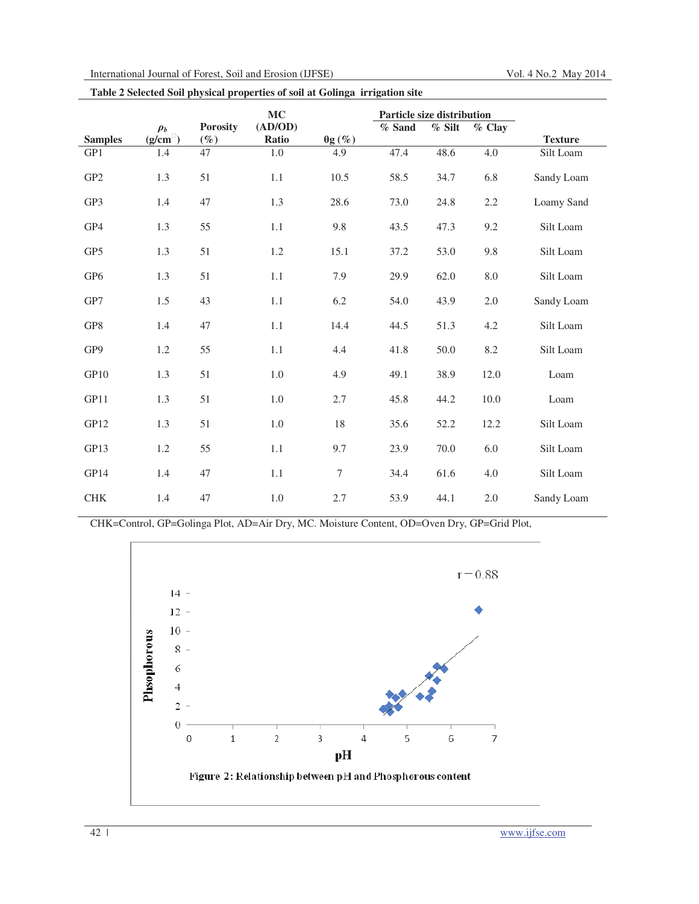**Table 2 Selected Soil physical properties of soil at Golinga irrigation site**

| Samples | $\rho_b$ (g/cm$^3$) | Porosity (%) | MC (AD/OD) Ratio | θg (%) | Particle size distribution % Sand | % Silt | % Clay | Texture |
|---|---|---|---|---|---|---|---|---|
| GP1 | 1.4 | 47 | 1.0 | 4.9 | 47.4 | 48.6 | 4.0 | Silt Loam |
| GP2 | 1.3 | 51 | 1.1 | 10.5 | 58.5 | 34.7 | 6.8 | Sandy Loam |
| GP3 | 1.4 | 47 | 1.3 | 28.6 | 73.0 | 24.8 | 2.2 | Loamy Sand |
| GP4 | 1.3 | 55 | 1.1 | 9.8 | 43.5 | 47.3 | 9.2 | Silt Loam |
| GP5 | 1.3 | 51 | 1.2 | 15.1 | 37.2 | 53.0 | 9.8 | Silt Loam |
| GP6 | 1.3 | 51 | 1.1 | 7.9 | 29.9 | 62.0 | 8.0 | Silt Loam |
| GP7 | 1.5 | 43 | 1.1 | 6.2 | 54.0 | 43.9 | 2.0 | Sandy Loam |
| GP8 | 1.4 | 47 | 1.1 | 14.4 | 44.5 | 51.3 | 4.2 | Silt Loam |
| GP9 | 1.2 | 55 | 1.1 | 4.4 | 41.8 | 50.0 | 8.2 | Silt Loam |
| GP10 | 1.3 | 51 | 1.0 | 4.9 | 49.1 | 38.9 | 12.0 | Loam |
| GP11 | 1.3 | 51 | 1.0 | 2.7 | 45.8 | 44.2 | 10.0 | Loam |
| GP12 | 1.3 | 51 | 1.0 | 18 | 35.6 | 52.2 | 12.2 | Silt Loam |
| GP13 | 1.2 | 55 | 1.1 | 9.7 | 23.9 | 70.0 | 6.0 | Silt Loam |
| GP14 | 1.4 | 47 | 1.1 | 7 | 34.4 | 61.6 | 4.0 | Silt Loam |
| CHK | 1.4 | 47 | 1.0 | 2.7 | 53.9 | 44.1 | 2.0 | Sandy Loam |

CHK=Control, GP=Golinga Plot, AD=Air Dry, MC. Moisture Content, OD=Oven Dry, GP=Grid Plot,

Figure 2: Relationship between pH and Phosphorous content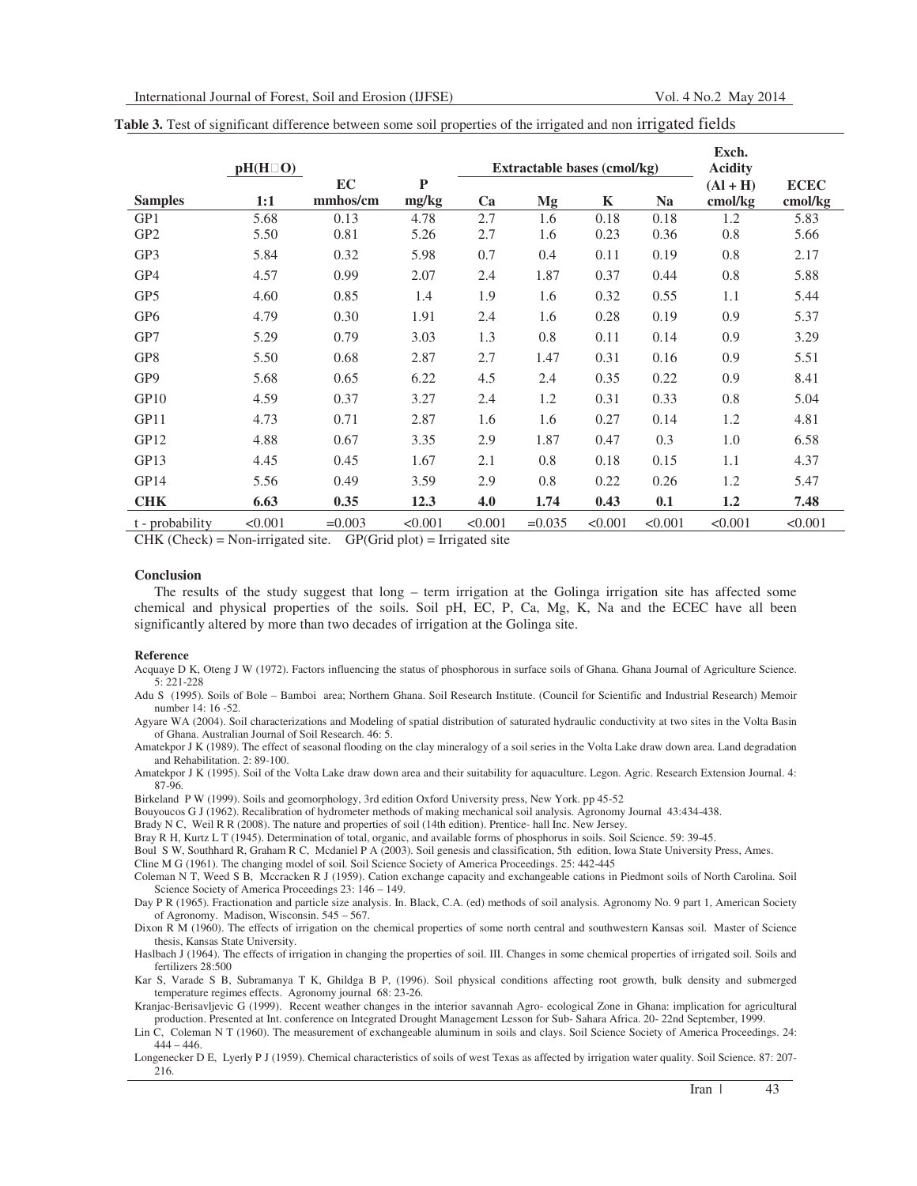**Table 3.** Test of significant difference between some soil properties of the irrigated and non irrigated fields

| Samples | pH($H_2O$) 1:1 | EC mmhos/cm | P mg/kg | Extractable bases (cmol/kg) Ca | Mg | K | Na | Exch. Acidity (Al + H) cmol/kg | ECEC cmol/kg |
|---|---|---|---|---|---|---|---|---|---|
| GP1 | 5.68 | 0.13 | 4.78 | 2.7 | 1.6 | 0.18 | 0.18 | 1.2 | 5.83 |
| GP2 | 5.50 | 0.81 | 5.26 | 2.7 | 1.6 | 0.23 | 0.36 | 0.8 | 5.66 |
| GP3 | 5.84 | 0.32 | 5.98 | 0.7 | 0.4 | 0.11 | 0.19 | 0.8 | 2.17 |
| GP4 | 4.57 | 0.99 | 2.07 | 2.4 | 1.87 | 0.37 | 0.44 | 0.8 | 5.88 |
| GP5 | 4.60 | 0.85 | 1.4 | 1.9 | 1.6 | 0.32 | 0.55 | 1.1 | 5.44 |
| GP6 | 4.79 | 0.30 | 1.91 | 2.4 | 1.6 | 0.28 | 0.19 | 0.9 | 5.37 |
| GP7 | 5.29 | 0.79 | 3.03 | 1.3 | 0.8 | 0.11 | 0.14 | 0.9 | 3.29 |
| GP8 | 5.50 | 0.68 | 2.87 | 2.7 | 1.47 | 0.31 | 0.16 | 0.9 | 5.51 |
| GP9 | 5.68 | 0.65 | 6.22 | 4.5 | 2.4 | 0.35 | 0.22 | 0.9 | 8.41 |
| GP10 | 4.59 | 0.37 | 3.27 | 2.4 | 1.2 | 0.31 | 0.33 | 0.8 | 5.04 |
| GP11 | 4.73 | 0.71 | 2.87 | 1.6 | 1.6 | 0.27 | 0.14 | 1.2 | 4.81 |
| GP12 | 4.88 | 0.67 | 3.35 | 2.9 | 1.87 | 0.47 | 0.3 | 1.0 | 6.58 |
| GP13 | 4.45 | 0.45 | 1.67 | 2.1 | 0.8 | 0.18 | 0.15 | 1.1 | 4.37 |
| GP14 | 5.56 | 0.49 | 3.59 | 2.9 | 0.8 | 0.22 | 0.26 | 1.2 | 5.47 |
| **CHK** | **6.63** | **0.35** | **12.3** | **4.0** | **1.74** | **0.43** | **0.1** | **1.2** | **7.48** |
| t - probability | <0.001 | =0.003 | <0.001 | <0.001 | =0.035 | <0.001 | <0.001 | <0.001 | <0.001 |

CHK (Check) = Non-irrigated site. GP(Grid plot) = Irrigated site

## Conclusion

The results of the study suggest that long – term irrigation at the Golinga irrigation site has affected some chemical and physical properties of the soils. Soil pH, EC, P, Ca, Mg, K, Na and the ECEC have all been significantly altered by more than two decades of irrigation at the Golinga site.

## Reference

Acquaye D K, Oteng J W (1972). Factors influencing the status of phosphorous in surface soils of Ghana. Ghana Journal of Agriculture Science. 5: 221-228

Adu S (1995). Soils of Bole – Bamboi area; Northern Ghana. Soil Research Institute. (Council for Scientific and Industrial Research) Memoir number 14: 16 -52.

Agyare WA (2004). Soil characterizations and Modeling of spatial distribution of saturated hydraulic conductivity at two sites in the Volta Basin of Ghana. Australian Journal of Soil Research. 46: 5.

Amatekpor J K (1989). The effect of seasonal flooding on the clay mineralogy of a soil series in the Volta Lake draw down area. Land degradation and Rehabilitation. 2: 89-100.

Amatekpor J K (1995). Soil of the Volta Lake draw down area and their suitability for aquaculture. Legon. Agric. Research Extension Journal. 4: 87-96.

Birkeland P W (1999). Soils and geomorphology, 3rd edition Oxford University press, New York. pp 45-52

Bouyoucos G J (1962). Recalibration of hydrometer methods of making mechanical soil analysis. Agronomy Journal 43:434-438.

Brady N C, Weil R R (2008). The nature and properties of soil (14th edition). Prentice- hall Inc. New Jersey.

Bray R H, Kurtz L T (1945). Determination of total, organic, and available forms of phosphorus in soils. Soil Science. 59: 39-45.

Boul S W, Southhard R, Graham R C, Mcdaniel P A (2003). Soil genesis and classification, 5th edition, Iowa State University Press, Ames.

Cline M G (1961). The changing model of soil. Soil Science Society of America Proceedings. 25: 442-445

Coleman N T, Weed S B, Mccracken R J (1959). Cation exchange capacity and exchangeable cations in Piedmont soils of North Carolina. Soil Science Society of America Proceedings 23: 146 – 149.

Day P R (1965). Fractionation and particle size analysis. In. Black, C.A. (ed) methods of soil analysis. Agronomy No. 9 part 1, American Society of Agronomy. Madison, Wisconsin. 545 – 567.

Dixon R M (1960). The effects of irrigation on the chemical properties of some north central and southwestern Kansas soil. Master of Science thesis, Kansas State University.

Haslbach J (1964). The effects of irrigation in changing the properties of soil. III. Changes in some chemical properties of irrigated soil. Soils and fertilizers 28:500

Kar S, Varade S B, Subramanya T K, Ghildga B P, (1996). Soil physical conditions affecting root growth, bulk density and submerged temperature regimes effects. Agronomy journal 68: 23-26.

Kranjac-Berisavljevic G (1999). Recent weather changes in the interior savannah Agro- ecological Zone in Ghana: implication for agricultural production. Presented at Int. conference on Integrated Drought Management Lesson for Sub- Sahara Africa. 20- 22nd September, 1999.

Lin C, Coleman N T (1960). The measurement of exchangeable aluminum in soils and clays. Soil Science Society of America Proceedings. 24: 444 – 446.

Longenecker D E, Lyerly P J (1959). Chemical characteristics of soils of west Texas as affected by irrigation water quality. Soil Science. 87: 207-216.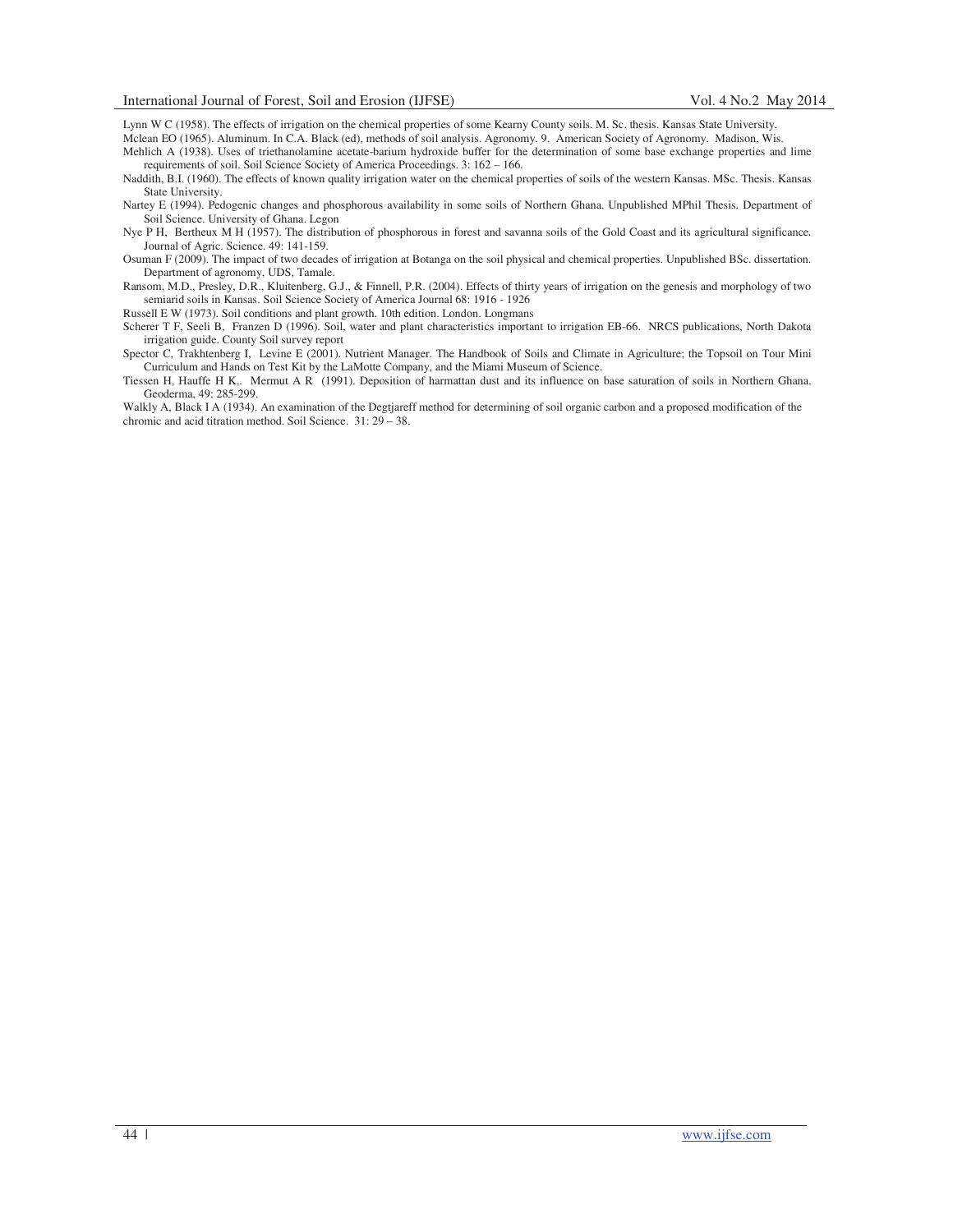Lynn W C (1958). The effects of irrigation on the chemical properties of some Kearny County soils. M. Sc. thesis. Kansas State University.

Mclean EO (1965). Aluminum. In C.A. Black (ed), methods of soil analysis. Agronomy. 9. American Society of Agronomy. Madison, Wis.

Mehlich A (1938). Uses of triethanolamine acetate-barium hydroxide buffer for the determination of some base exchange properties and lime requirements of soil. Soil Science Society of America Proceedings. 3: 162 – 166.

Naddith, B.I. (1960). The effects of known quality irrigation water on the chemical properties of soils of the western Kansas. MSc. Thesis. Kansas State University.

Nartey E (1994). Pedogenic changes and phosphorous availability in some soils of Northern Ghana. Unpublished MPhil Thesis. Department of Soil Science. University of Ghana. Legon

Nye P H, Bertheux M H (1957). The distribution of phosphorous in forest and savanna soils of the Gold Coast and its agricultural significance. Journal of Agric. Science. 49: 141-159.

Osuman F (2009). The impact of two decades of irrigation at Botanga on the soil physical and chemical properties. Unpublished BSc. dissertation. Department of agronomy, UDS, Tamale.

Ransom, M.D., Presley, D.R., Kluitenberg, G.J., & Finnell, P.R. (2004). Effects of thirty years of irrigation on the genesis and morphology of two semiarid soils in Kansas. Soil Science Society of America Journal 68: 1916 - 1926

Russell E W (1973). Soil conditions and plant growth. 10th edition. London. Longmans

Scherer T F, Seeli B, Franzen D (1996). Soil, water and plant characteristics important to irrigation EB-66. NRCS publications, North Dakota irrigation guide. County Soil survey report

Spector C, Trakhtenberg I, Levine E (2001). Nutrient Manager. The Handbook of Soils and Climate in Agriculture; the Topsoil on Tour Mini Curriculum and Hands on Test Kit by the LaMotte Company, and the Miami Museum of Science.

Tiessen H, Hauffe H K,. Mermut A R (1991). Deposition of harmattan dust and its influence on base saturation of soils in Northern Ghana. Geoderma, 49: 285-299.

Walkly A, Black I A (1934). An examination of the Degtjareff method for determining of soil organic carbon and a proposed modification of the chromic and acid titration method. Soil Science. 31: 29 – 38.